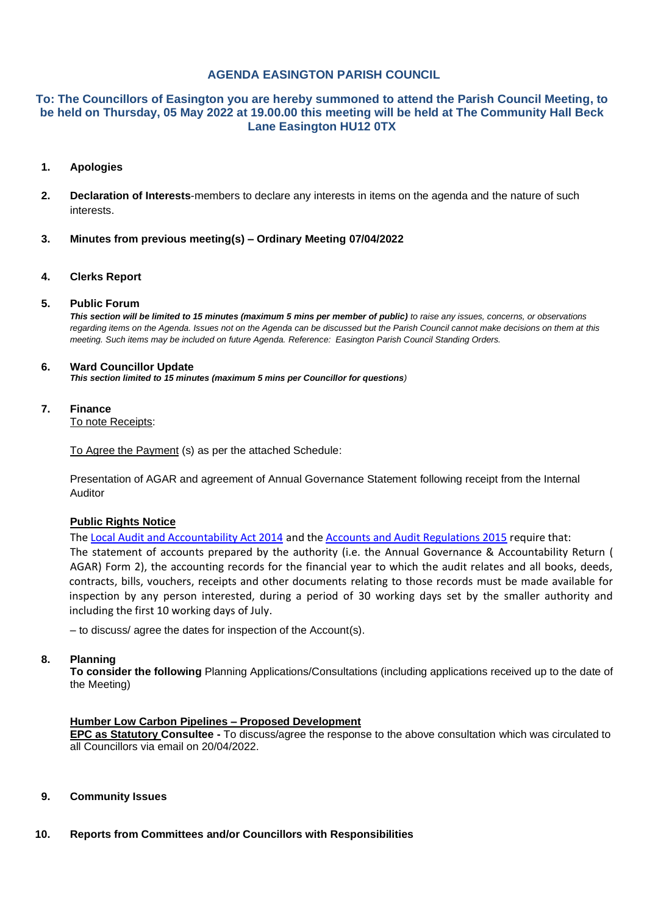# AGENDA EASINGTON PARISH COUNCIL

**To: The Councillors of Easington you are hereby summoned to attend the Parish Council Meeting, to be held on Thursday, 05 May 2022 at 19.00.00 this meeting will be held at The Community Hall Beck Lane Easington HU12 0TX**

1. **Apologies**

2. **Declaration of Interests**-members to declare any interests in items on the agenda and the nature of such interests.

3. **Minutes from previous meeting(s) – Ordinary Meeting 07/04/2022**

4. **Clerks Report**

5. **Public Forum**

   ***This section will be limited to 15 minutes (maximum 5 mins per member of public)*** *to raise any issues, concerns, or observations regarding items on the Agenda. Issues not on the Agenda can be discussed but the Parish Council cannot make decisions on them at this meeting. Such items may be included on future Agenda. Reference: Easington Parish Council Standing Orders.*

6. **Ward Councillor Update**

   ***This section limited to 15 minutes (maximum 5 mins per Councillor for questions****)*

7. **Finance**

   To note Receipts:

   To Agree the Payment (s) as per the attached Schedule:

   Presentation of AGAR and agreement of Annual Governance Statement following receipt from the Internal Auditor

   **Public Rights Notice**

   The Local Audit and Accountability Act 2014 and the Accounts and Audit Regulations 2015 require that:
   The statement of accounts prepared by the authority (i.e. the Annual Governance & Accountability Return ( AGAR) Form 2), the accounting records for the financial year to which the audit relates and all books, deeds, contracts, bills, vouchers, receipts and other documents relating to those records must be made available for inspection by any person interested, during a period of 30 working days set by the smaller authority and including the first 10 working days of July.

   – to discuss/ agree the dates for inspection of the Account(s).

8. **Planning**

   **To consider the following** Planning Applications/Consultations (including applications received up to the date of the Meeting)

   **Humber Low Carbon Pipelines – Proposed Development**

   **EPC as Statutory Consultee -** To discuss/agree the response to the above consultation which was circulated to all Councillors via email on 20/04/2022.

9. **Community Issues**

10. **Reports from Committees and/or Councillors with Responsibilities**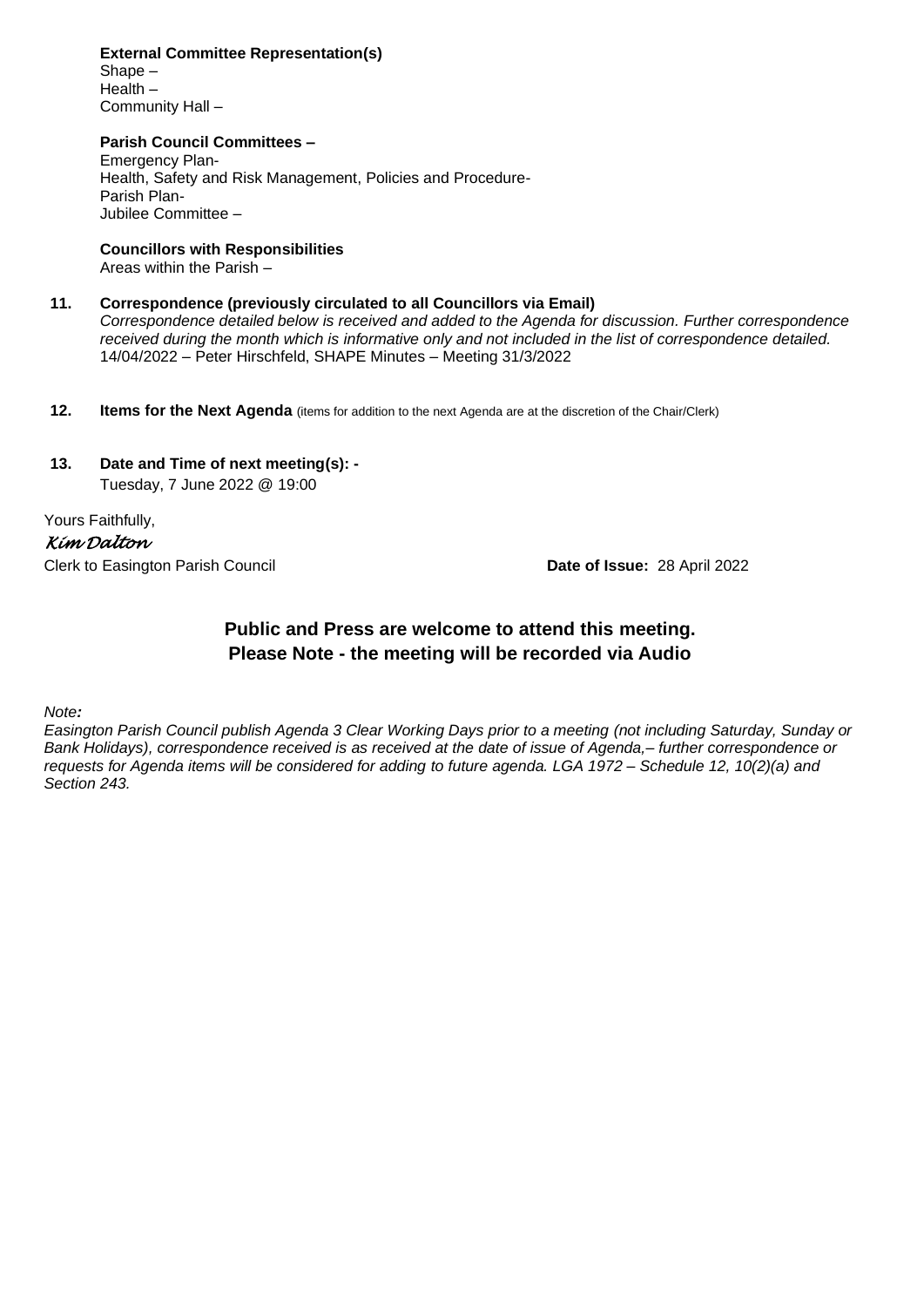**External Committee Representation(s)**
Shape –
Health –
Community Hall –

**Parish Council Committees –**
Emergency Plan-
Health, Safety and Risk Management, Policies and Procedure-
Parish Plan-
Jubilee Committee –

**Councillors with Responsibilities**
Areas within the Parish –

**11. Correspondence (previously circulated to all Councillors via Email)**
*Correspondence detailed below is received and added to the Agenda for discussion. Further correspondence received during the month which is informative only and not included in the list of correspondence detailed.*
14/04/2022 – Peter Hirschfeld, SHAPE Minutes – Meeting 31/3/2022

**12. Items for the Next Agenda** (items for addition to the next Agenda are at the discretion of the Chair/Clerk)

**13. Date and Time of next meeting(s): -**
Tuesday, 7 June 2022 @ 19:00

Yours Faithfully,
*Kim Dalton*
Clerk to Easington Parish Council **Date of Issue:** 28 April 2022

**Public and Press are welcome to attend this meeting.**
**Please Note - the meeting will be recorded via Audio**

*Note:*
*Easington Parish Council publish Agenda 3 Clear Working Days prior to a meeting (not including Saturday, Sunday or Bank Holidays), correspondence received is as received at the date of issue of Agenda,– further correspondence or requests for Agenda items will be considered for adding to future agenda. LGA 1972 – Schedule 12, 10(2)(a) and Section 243.*